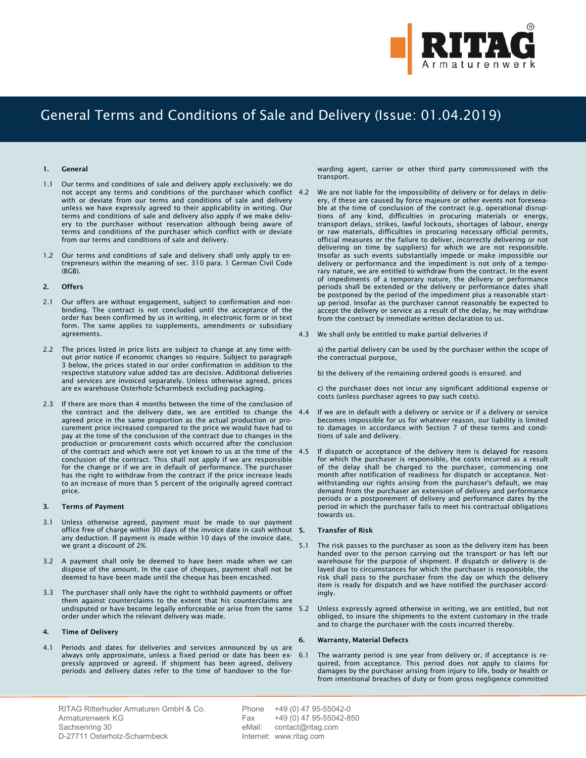# General Terms and Conditions of Sale and Delivery (Issue: 01.04.2019)

## 1. General

1.1 Our terms and conditions of sale and delivery apply exclusively; we do not accept any terms and conditions of the purchaser which conflict with or deviate from our terms and conditions of sale and delivery unless we have expressly agreed to their applicability in writing. Our terms and conditions of sale and delivery also apply if we make delivery to the purchaser without reservation although being aware of terms and conditions of the purchaser which conflict with or deviate from our terms and conditions of sale and delivery.

1.2 Our terms and conditions of sale and delivery shall only apply to entrepreneurs within the meaning of sec. 310 para. 1 German Civil Code (BGB).

## 2. Offers

2.1 Our offers are without engagement, subject to confirmation and non-binding. The contract is not concluded until the acceptance of the order has been confirmed by us in writing, in electronic form or in text form. The same applies to supplements, amendments or subsidiary agreements.

2.2 The prices listed in price lists are subject to change at any time without prior notice if economic changes so require. Subject to paragraph 3 below, the prices stated in our order confirmation in addition to the respective statutory value added tax are decisive. Additional deliveries and services are invoiced separately. Unless otherwise agreed, prices are ex warehouse Osterholz-Scharmbeck excluding packaging.

2.3 If there are more than 4 months between the time of the conclusion of the contract and the delivery date, we are entitled to change the agreed price in the same proportion as the actual production or procurement price increased compared to the price we would have had to pay at the time of the conclusion of the contract due to changes in the production or procurement costs which occurred after the conclusion of the contract and which were not yet known to us at the time of the conclusion of the contract. This shall not apply if we are responsible for the change or if we are in default of performance. The purchaser has the right to withdraw from the contract if the price increase leads to an increase of more than 5 percent of the originally agreed contract price.

## 3. Terms of Payment

3.1 Unless otherwise agreed, payment must be made to our payment office free of charge within 30 days of the invoice date in cash without any deduction. If payment is made within 10 days of the invoice date, we grant a discount of 2%.

3.2 A payment shall only be deemed to have been made when we can dispose of the amount. In the case of cheques, payment shall not be deemed to have been made until the cheque has been encashed.

3.3 The purchaser shall only have the right to withhold payments or offset them against counterclaims to the extent that his counterclaims are undisputed or have become legally enforceable or arise from the same order under which the relevant delivery was made.

## 4. Time of Delivery

4.1 Periods and dates for deliveries and services announced by us are always only approximate, unless a fixed period or date has been expressly approved or agreed. If shipment has been agreed, delivery periods and delivery dates refer to the time of handover to the forwarding agent, carrier or other third party commissioned with the transport.

4.2 We are not liable for the impossibility of delivery or for delays in delivery, if these are caused by force majeure or other events not foreseeable at the time of conclusion of the contract (e.g. operational disruptions of any kind, difficulties in procuring materials or energy, transport delays, strikes, lawful lockouts, shortages of labour, energy or raw materials, difficulties in procuring necessary official permits, official measures or the failure to deliver, incorrectly delivering or not delivering on time by suppliers) for which we are not responsible. Insofar as such events substantially impede or make impossible our delivery or performance and the impediment is not only of a temporary nature, we are entitled to withdraw from the contract. In the event of impediments of a temporary nature, the delivery or performance periods shall be extended or the delivery or performance dates shall be postponed by the period of the impediment plus a reasonable start-up period. Insofar as the purchaser cannot reasonably be expected to accept the delivery or service as a result of the delay, he may withdraw from the contract by immediate written declaration to us.

4.3 We shall only be entitled to make partial deliveries if

a) the partial delivery can be used by the purchaser within the scope of the contractual purpose,

b) the delivery of the remaining ordered goods is ensured; and

c) the purchaser does not incur any significant additional expense or costs (unless purchaser agrees to pay such costs).

4.4 If we are in default with a delivery or service or if a delivery or service becomes impossible for us for whatever reason, our liability is limited to damages in accordance with Section 7 of these terms and conditions of sale and delivery.

4.5 If dispatch or acceptance of the delivery item is delayed for reasons for which the purchaser is responsible, the costs incurred as a result of the delay shall be charged to the purchaser, commencing one month after notification of readiness for dispatch or acceptance. Notwithstanding our rights arising from the purchaser's default, we may demand from the purchaser an extension of delivery and performance periods or a postponement of delivery and performance dates by the period in which the purchaser fails to meet his contractual obligations towards us.

## 5. Transfer of Risk

5.1 The risk passes to the purchaser as soon as the delivery item has been handed over to the person carrying out the transport or has left our warehouse for the purpose of shipment. If dispatch or delivery is delayed due to circumstances for which the purchaser is responsible, the risk shall pass to the purchaser from the day on which the delivery item is ready for dispatch and we have notified the purchaser accordingly.

5.2 Unless expressly agreed otherwise in writing, we are entitled, but not obliged, to insure the shipments to the extent customary in the trade and to charge the purchaser with the costs incurred thereby.

## 6. Warranty, Material Defects

6.1 The warranty period is one year from delivery or, if acceptance is required, from acceptance. This period does not apply to claims for damages by the purchaser arising from injury to life, body or health or from intentional breaches of duty or from gross negligence committed

RITAG Ritterhuder Armaturen GmbH & Co.
Armaturenwerk KG
Sachsenring 30
D-27711 Osterholz-Scharmbeck

Phone +49 (0) 47 95-55042-0
Fax +49 (0) 47 95-55042-850
eMail: contact@ritag.com
Internet: www.ritag.com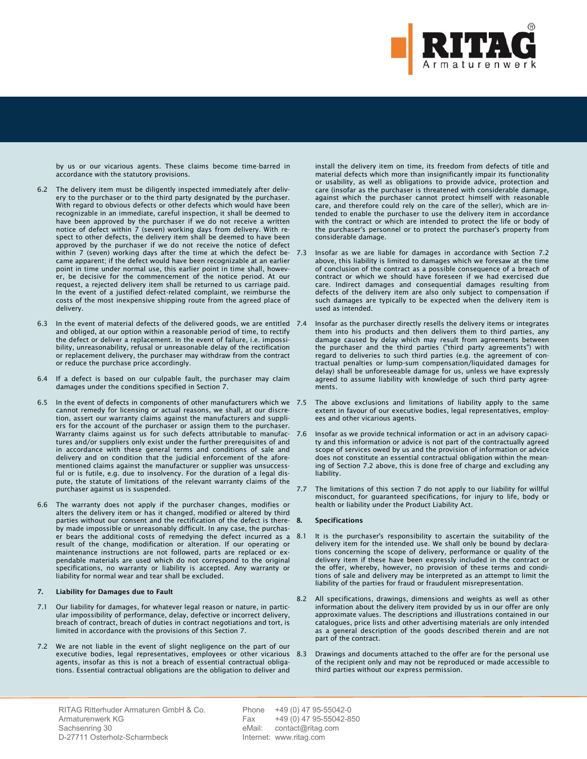by us or our vicarious agents. These claims become time-barred in accordance with the statutory provisions.

6.2 The delivery item must be diligently inspected immediately after delivery to the purchaser or to the third party designated by the purchaser. With regard to obvious defects or other defects which would have been recognizable in an immediate, careful inspection, it shall be deemed to have been approved by the purchaser if we do not receive a written notice of defect within 7 (seven) working days from delivery. With respect to other defects, the delivery item shall be deemed to have been approved by the purchaser if we do not receive the notice of defect within 7 (seven) working days after the time at which the defect became apparent; if the defect would have been recognizable at an earlier point in time under normal use, this earlier point in time shall, however, be decisive for the commencement of the notice period. At our request, a rejected delivery item shall be returned to us carriage paid. In the event of a justified defect-related complaint, we reimburse the costs of the most inexpensive shipping route from the agreed place of delivery.

6.3 In the event of material defects of the delivered goods, we are entitled and obliged, at our option within a reasonable period of time, to rectify the defect or deliver a replacement. In the event of failure, i.e. impossibility, unreasonability, refusal or unreasonable delay of the rectification or replacement delivery, the purchaser may withdraw from the contract or reduce the purchase price accordingly.

6.4 If a defect is based on our culpable fault, the purchaser may claim damages under the conditions specified in Section 7.

6.5 In the event of defects in components of other manufacturers which we cannot remedy for licensing or actual reasons, we shall, at our discretion, assert our warranty claims against the manufacturers and suppliers for the account of the purchaser or assign them to the purchaser. Warranty claims against us for such defects attributable to manufactures and/or suppliers only exist under the further prerequisites of and in accordance with these general terms and conditions of sale and delivery and on condition that the judicial enforcement of the aforementioned claims against the manufacturer or supplier was unsuccessful or is futile, e.g. due to insolvency. For the duration of a legal dispute, the statute of limitations of the relevant warranty claims of the purchaser against us is suspended.

6.6 The warranty does not apply if the purchaser changes, modifies or alters the delivery item or has it changed, modified or altered by third parties without our consent and the rectification of the defect is thereby made impossible or unreasonably difficult. In any case, the purchaser bears the additional costs of remedying the defect incurred as a result of the change, modification or alteration. If our operating or maintenance instructions are not followed, parts are replaced or expendable materials are used which do not correspond to the original specifications, no warranty or liability is accepted. Any warranty or liability for normal wear and tear shall be excluded.

## 7. Liability for Damages due to Fault

7.1 Our liability for damages, for whatever legal reason or nature, in particular impossibility of performance, delay, defective or incorrect delivery, breach of contract, breach of duties in contract negotiations and tort, is limited in accordance with the provisions of this Section 7.

7.2 We are not liable in the event of slight negligence on the part of our executive bodies, legal representatives, employees or other vicarious agents, insofar as this is not a breach of essential contractual obligations. Essential contractual obligations are the obligation to deliver and install the delivery item on time, its freedom from defects of title and material defects which more than insignificantly impair its functionality or usability, as well as obligations to provide advice, protection and care (insofar as the purchaser is threatened with considerable damage, against which the purchaser cannot protect himself with reasonable care, and therefore could rely on the care of the seller), which are intended to enable the purchaser to use the delivery item in accordance with the contract or which are intended to protect the life or body of the purchaser's personnel or to protect the purchaser's property from considerable damage.

7.3 Insofar as we are liable for damages in accordance with Section 7.2 above, this liability is limited to damages which we foresaw at the time of conclusion of the contract as a possible consequence of a breach of contract or which we should have foreseen if we had exercised due care. Indirect damages and consequential damages resulting from defects of the delivery item are also only subject to compensation if such damages are typically to be expected when the delivery item is used as intended.

7.4 Insofar as the purchaser directly resells the delivery items or integrates them into his products and then delivers them to third parties, any damage caused by delay which may result from agreements between the purchaser and the third parties ("third party agreements") with regard to deliveries to such third parties (e.g. the agreement of contractual penalties or lump-sum compensation/liquidated damages for delay) shall be unforeseeable damage for us, unless we have expressly agreed to assume liability with knowledge of such third party agreements.

7.5 The above exclusions and limitations of liability apply to the same extent in favour of our executive bodies, legal representatives, employees and other vicarious agents.

7.6 Insofar as we provide technical information or act in an advisory capacity and this information or advice is not part of the contractually agreed scope of services owed by us and the provision of information or advice does not constitute an essential contractual obligation within the meaning of Section 7.2 above, this is done free of charge and excluding any liability.

7.7 The limitations of this section 7 do not apply to our liability for willful misconduct, for guaranteed specifications, for injury to life, body or health or liability under the Product Liability Act.

## 8. Specifications

8.1 It is the purchaser's responsibility to ascertain the suitability of the delivery item for the intended use. We shall only be bound by declarations concerning the scope of delivery, performance or quality of the delivery item if these have been expressly included in the contract or the offer, whereby, however, no provision of these terms and conditions of sale and delivery may be interpreted as an attempt to limit the liability of the parties for fraud or fraudulent misrepresentation.

8.2 All specifications, drawings, dimensions and weights as well as other information about the delivery item provided by us in our offer are only approximate values. The descriptions and illustrations contained in our catalogues, price lists and other advertising materials are only intended as a general description of the goods described therein and are not part of the contract.

8.3 Drawings and documents attached to the offer are for the personal use of the recipient only and may not be reproduced or made accessible to third parties without our express permission.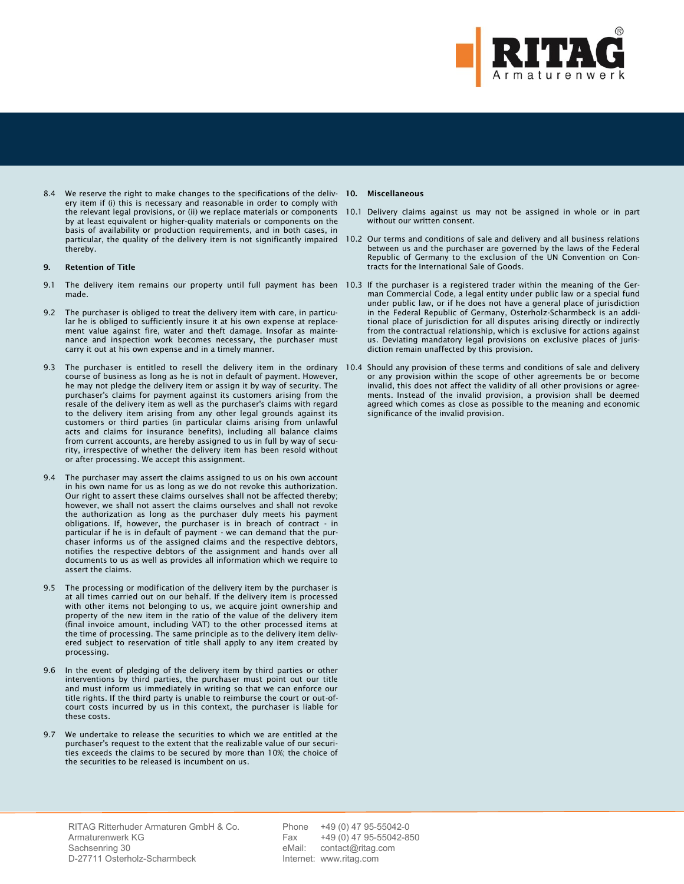8.4 We reserve the right to make changes to the specifications of the delivery item if (i) this is necessary and reasonable in order to comply with the relevant legal provisions, or (ii) we replace materials or components by at least equivalent or higher-quality materials or components on the basis of availability or production requirements, and in both cases, in particular, the quality of the delivery item is not significantly impaired thereby.

## 9. Retention of Title

9.1 The delivery item remains our property until full payment has been made.

9.2 The purchaser is obliged to treat the delivery item with care, in particular he is obliged to sufficiently insure it at his own expense at replacement value against fire, water and theft damage. Insofar as maintenance and inspection work becomes necessary, the purchaser must carry it out at his own expense and in a timely manner.

9.3 The purchaser is entitled to resell the delivery item in the ordinary course of business as long as he is not in default of payment. However, he may not pledge the delivery item or assign it by way of security. The purchaser's claims for payment against its customers arising from the resale of the delivery item as well as the purchaser's claims with regard to the delivery item arising from any other legal grounds against its customers or third parties (in particular claims arising from unlawful acts and claims for insurance benefits), including all balance claims from current accounts, are hereby assigned to us in full by way of security, irrespective of whether the delivery item has been resold without or after processing. We accept this assignment.

9.4 The purchaser may assert the claims assigned to us on his own account in his own name for us as long as we do not revoke this authorization. Our right to assert these claims ourselves shall not be affected thereby; however, we shall not assert the claims ourselves and shall not revoke the authorization as long as the purchaser duly meets his payment obligations. If, however, the purchaser is in breach of contract - in particular if he is in default of payment - we can demand that the purchaser informs us of the assigned claims and the respective debtors, notifies the respective debtors of the assignment and hands over all documents to us as well as provides all information which we require to assert the claims.

9.5 The processing or modification of the delivery item by the purchaser is at all times carried out on our behalf. If the delivery item is processed with other items not belonging to us, we acquire joint ownership and property of the new item in the ratio of the value of the delivery item (final invoice amount, including VAT) to the other processed items at the time of processing. The same principle as to the delivery item delivered subject to reservation of title shall apply to any item created by processing.

9.6 In the event of pledging of the delivery item by third parties or other interventions by third parties, the purchaser must point out our title and must inform us immediately in writing so that we can enforce our title rights. If the third party is unable to reimburse the court or out-of-court costs incurred by us in this context, the purchaser is liable for these costs.

9.7 We undertake to release the securities to which we are entitled at the purchaser's request to the extent that the realizable value of our securities exceeds the claims to be secured by more than 10%; the choice of the securities to be released is incumbent on us.

## 10. Miscellaneous

10.1 Delivery claims against us may not be assigned in whole or in part without our written consent.

10.2 Our terms and conditions of sale and delivery and all business relations between us and the purchaser are governed by the laws of the Federal Republic of Germany to the exclusion of the UN Convention on Contracts for the International Sale of Goods.

10.3 If the purchaser is a registered trader within the meaning of the German Commercial Code, a legal entity under public law or a special fund under public law, or if he does not have a general place of jurisdiction in the Federal Republic of Germany, Osterholz-Scharmbeck is an additional place of jurisdiction for all disputes arising directly or indirectly from the contractual relationship, which is exclusive for actions against us. Deviating mandatory legal provisions on exclusive places of jurisdiction remain unaffected by this provision.

10.4 Should any provision of these terms and conditions of sale and delivery or any provision within the scope of other agreements be or become invalid, this does not affect the validity of all other provisions or agreements. Instead of the invalid provision, a provision shall be deemed agreed which comes as close as possible to the meaning and economic significance of the invalid provision.